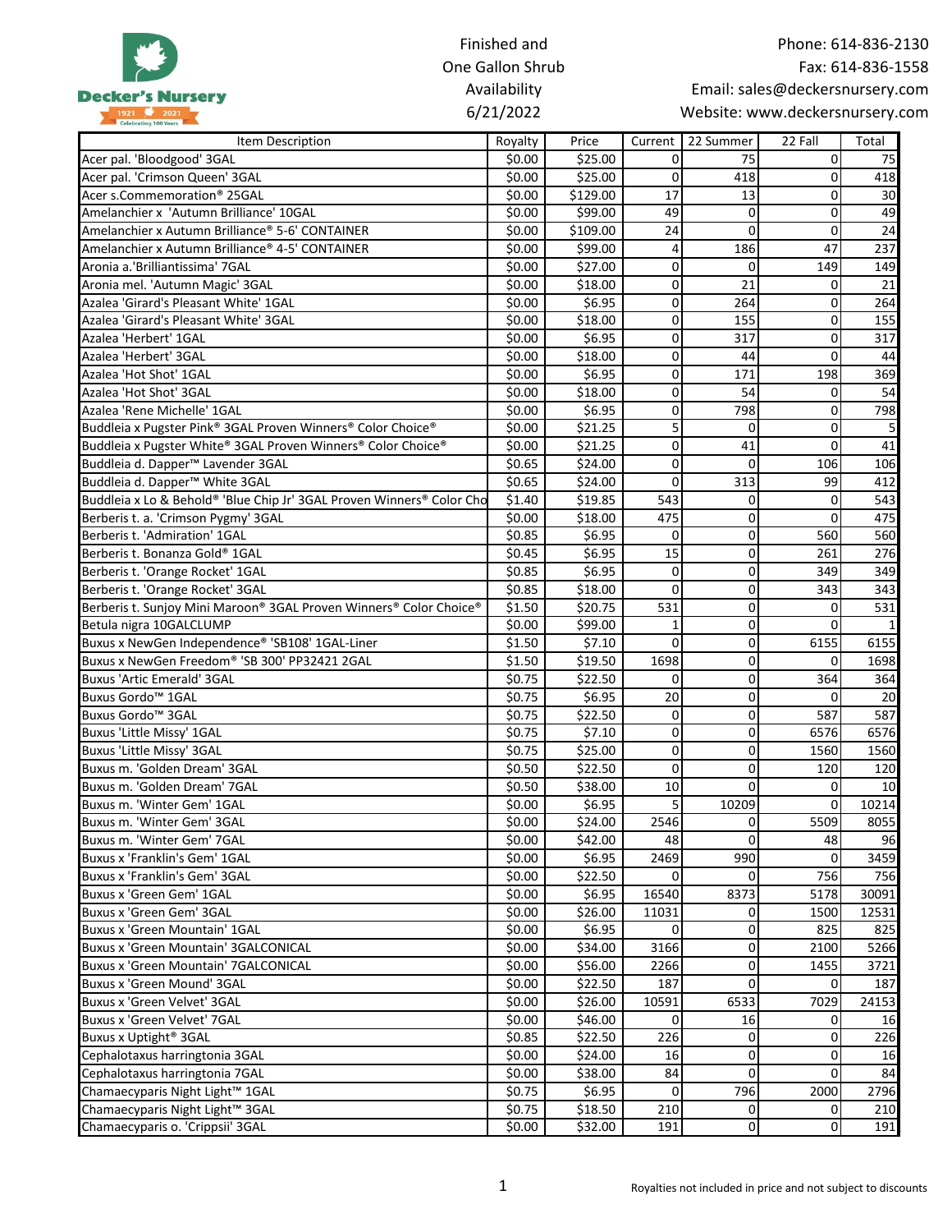Decker's Nursery

1921 2021 Celebrating 100 Years

Finished and One Gallon Shrub Availability 6/21/2022

Phone: 614-836-2130
Fax: 614-836-1558
Email: sales@deckersnursery.com
Website: www.deckersnursery.com

| Item Description | Royalty | Price | Current | 22 Summer | 22 Fall | Total |
|---|---|---|---|---|---|---|
| Acer pal. 'Bloodgood' 3GAL | $0.00 | $25.00 | 0 | 75 | 0 | 75 |
| Acer pal. 'Crimson Queen' 3GAL | $0.00 | $25.00 | 0 | 418 | 0 | 418 |
| Acer s.Commemoration® 25GAL | $0.00 | $129.00 | 17 | 13 | 0 | 30 |
| Amelanchier x 'Autumn Brilliance' 10GAL | $0.00 | $99.00 | 49 | 0 | 0 | 49 |
| Amelanchier x Autumn Brilliance® 5-6' CONTAINER | $0.00 | $109.00 | 24 | 0 | 0 | 24 |
| Amelanchier x Autumn Brilliance® 4-5' CONTAINER | $0.00 | $99.00 | 4 | 186 | 47 | 237 |
| Aronia a.'Brilliantissima' 7GAL | $0.00 | $27.00 | 0 | 0 | 149 | 149 |
| Aronia mel. 'Autumn Magic' 3GAL | $0.00 | $18.00 | 0 | 21 | 0 | 21 |
| Azalea 'Girard's Pleasant White' 1GAL | $0.00 | $6.95 | 0 | 264 | 0 | 264 |
| Azalea 'Girard's Pleasant White' 3GAL | $0.00 | $18.00 | 0 | 155 | 0 | 155 |
| Azalea 'Herbert' 1GAL | $0.00 | $6.95 | 0 | 317 | 0 | 317 |
| Azalea 'Herbert' 3GAL | $0.00 | $18.00 | 0 | 44 | 0 | 44 |
| Azalea 'Hot Shot' 1GAL | $0.00 | $6.95 | 0 | 171 | 198 | 369 |
| Azalea 'Hot Shot' 3GAL | $0.00 | $18.00 | 0 | 54 | 0 | 54 |
| Azalea 'Rene Michelle' 1GAL | $0.00 | $6.95 | 0 | 798 | 0 | 798 |
| Buddleia x Pugster Pink® 3GAL Proven Winners® Color Choice® | $0.00 | $21.25 | 5 | 0 | 0 | 5 |
| Buddleia x Pugster White® 3GAL Proven Winners® Color Choice® | $0.00 | $21.25 | 0 | 41 | 0 | 41 |
| Buddleia d. Dapper™ Lavender 3GAL | $0.65 | $24.00 | 0 | 0 | 106 | 106 |
| Buddleia d. Dapper™ White 3GAL | $0.65 | $24.00 | 0 | 313 | 99 | 412 |
| Buddleia x Lo & Behold® 'Blue Chip Jr' 3GAL Proven Winners® Color Cho | $1.40 | $19.85 | 543 | 0 | 0 | 543 |
| Berberis t. a. 'Crimson Pygmy' 3GAL | $0.00 | $18.00 | 475 | 0 | 0 | 475 |
| Berberis t. 'Admiration' 1GAL | $0.85 | $6.95 | 0 | 0 | 560 | 560 |
| Berberis t. Bonanza Gold® 1GAL | $0.45 | $6.95 | 15 | 0 | 261 | 276 |
| Berberis t. 'Orange Rocket' 1GAL | $0.85 | $6.95 | 0 | 0 | 349 | 349 |
| Berberis t. 'Orange Rocket' 3GAL | $0.85 | $18.00 | 0 | 0 | 343 | 343 |
| Berberis t. Sunjoy Mini Maroon® 3GAL Proven Winners® Color Choice® | $1.50 | $20.75 | 531 | 0 | 0 | 531 |
| Betula nigra 10GALCLUMP | $0.00 | $99.00 | 1 | 0 | 0 | 1 |
| Buxus x NewGen Independence® 'SB108' 1GAL-Liner | $1.50 | $7.10 | 0 | 0 | 6155 | 6155 |
| Buxus x NewGen Freedom® 'SB 300' PP32421 2GAL | $1.50 | $19.50 | 1698 | 0 | 0 | 1698 |
| Buxus 'Artic Emerald' 3GAL | $0.75 | $22.50 | 0 | 0 | 364 | 364 |
| Buxus Gordo™ 1GAL | $0.75 | $6.95 | 20 | 0 | 0 | 20 |
| Buxus Gordo™ 3GAL | $0.75 | $22.50 | 0 | 0 | 587 | 587 |
| Buxus 'Little Missy' 1GAL | $0.75 | $7.10 | 0 | 0 | 6576 | 6576 |
| Buxus 'Little Missy' 3GAL | $0.75 | $25.00 | 0 | 0 | 1560 | 1560 |
| Buxus m. 'Golden Dream' 3GAL | $0.50 | $22.50 | 0 | 0 | 120 | 120 |
| Buxus m. 'Golden Dream' 7GAL | $0.50 | $38.00 | 10 | 0 | 0 | 10 |
| Buxus m. 'Winter Gem' 1GAL | $0.00 | $6.95 | 5 | 10209 | 0 | 10214 |
| Buxus m. 'Winter Gem' 3GAL | $0.00 | $24.00 | 2546 | 0 | 5509 | 8055 |
| Buxus m. 'Winter Gem' 7GAL | $0.00 | $42.00 | 48 | 0 | 48 | 96 |
| Buxus x 'Franklin's Gem' 1GAL | $0.00 | $6.95 | 2469 | 990 | 0 | 3459 |
| Buxus x 'Franklin's Gem' 3GAL | $0.00 | $22.50 | 0 | 0 | 756 | 756 |
| Buxus x 'Green Gem' 1GAL | $0.00 | $6.95 | 16540 | 8373 | 5178 | 30091 |
| Buxus x 'Green Gem' 3GAL | $0.00 | $26.00 | 11031 | 0 | 1500 | 12531 |
| Buxus x 'Green Mountain' 1GAL | $0.00 | $6.95 | 0 | 0 | 825 | 825 |
| Buxus x 'Green Mountain' 3GALCONICAL | $0.00 | $34.00 | 3166 | 0 | 2100 | 5266 |
| Buxus x 'Green Mountain' 7GALCONICAL | $0.00 | $56.00 | 2266 | 0 | 1455 | 3721 |
| Buxus x 'Green Mound' 3GAL | $0.00 | $22.50 | 187 | 0 | 0 | 187 |
| Buxus x 'Green Velvet' 3GAL | $0.00 | $26.00 | 10591 | 6533 | 7029 | 24153 |
| Buxus x 'Green Velvet' 7GAL | $0.00 | $46.00 | 0 | 16 | 0 | 16 |
| Buxus x Uptight® 3GAL | $0.85 | $22.50 | 226 | 0 | 0 | 226 |
| Cephalotaxus harringtonia 3GAL | $0.00 | $24.00 | 16 | 0 | 0 | 16 |
| Cephalotaxus harringtonia 7GAL | $0.00 | $38.00 | 84 | 0 | 0 | 84 |
| Chamaecyparis Night Light™ 1GAL | $0.75 | $6.95 | 0 | 796 | 2000 | 2796 |
| Chamaecyparis Night Light™ 3GAL | $0.75 | $18.50 | 210 | 0 | 0 | 210 |
| Chamaecyparis o. 'Crippsii' 3GAL | $0.00 | $32.00 | 191 | 0 | 0 | 191 |

Royalties not included in price and not subject to discounts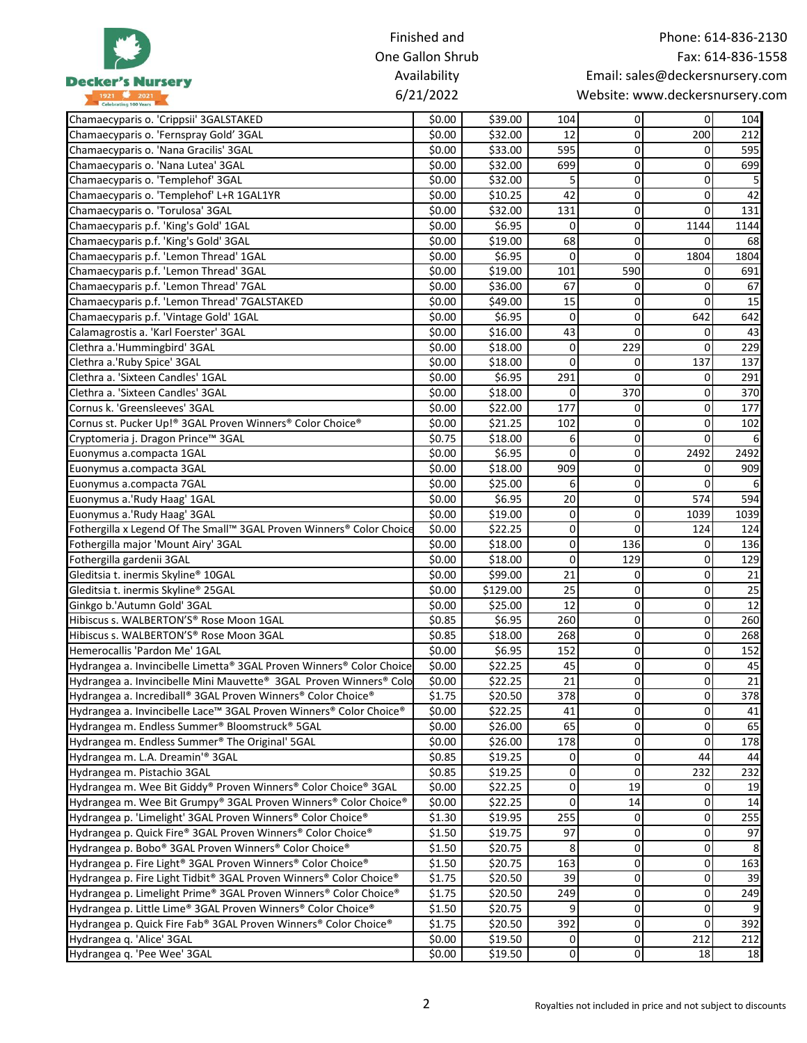Decker's Nursery

1921 2021 Celebrating 100 Years

Finished and One Gallon Shrub Availability 6/21/2022

Phone: 614-836-2130
Fax: 614-836-1558
Email: sales@deckersnursery.com
Website: www.deckersnursery.com

| | | | | | | |
|---|---|---|---|---|---|---|
| Chamaecyparis o. 'Crippsii' 3GALSTAKED | $0.00 | $39.00 | 104 | 0 | 0 | 104 |
| Chamaecyparis o. 'Fernspray Gold' 3GAL | $0.00 | $32.00 | 12 | 0 | 200 | 212 |
| Chamaecyparis o. 'Nana Gracilis' 3GAL | $0.00 | $33.00 | 595 | 0 | 0 | 595 |
| Chamaecyparis o. 'Nana Lutea' 3GAL | $0.00 | $32.00 | 699 | 0 | 0 | 699 |
| Chamaecyparis o. 'Templehof' 3GAL | $0.00 | $32.00 | 5 | 0 | 0 | 5 |
| Chamaecyparis o. 'Templehof' L+R 1GAL1YR | $0.00 | $10.25 | 42 | 0 | 0 | 42 |
| Chamaecyparis o. 'Torulosa' 3GAL | $0.00 | $32.00 | 131 | 0 | 0 | 131 |
| Chamaecyparis p.f. 'King's Gold' 1GAL | $0.00 | $6.95 | 0 | 0 | 1144 | 1144 |
| Chamaecyparis p.f. 'King's Gold' 3GAL | $0.00 | $19.00 | 68 | 0 | 0 | 68 |
| Chamaecyparis p.f. 'Lemon Thread' 1GAL | $0.00 | $6.95 | 0 | 0 | 1804 | 1804 |
| Chamaecyparis p.f. 'Lemon Thread' 3GAL | $0.00 | $19.00 | 101 | 590 | 0 | 691 |
| Chamaecyparis p.f. 'Lemon Thread' 7GAL | $0.00 | $36.00 | 67 | 0 | 0 | 67 |
| Chamaecyparis p.f. 'Lemon Thread' 7GALSTAKED | $0.00 | $49.00 | 15 | 0 | 0 | 15 |
| Chamaecyparis p.f. 'Vintage Gold' 1GAL | $0.00 | $6.95 | 0 | 0 | 642 | 642 |
| Calamagrostis a. 'Karl Foerster' 3GAL | $0.00 | $16.00 | 43 | 0 | 0 | 43 |
| Clethra a.'Hummingbird' 3GAL | $0.00 | $18.00 | 0 | 229 | 0 | 229 |
| Clethra a.'Ruby Spice' 3GAL | $0.00 | $18.00 | 0 | 0 | 137 | 137 |
| Clethra a. 'Sixteen Candles' 1GAL | $0.00 | $6.95 | 291 | 0 | 0 | 291 |
| Clethra a. 'Sixteen Candles' 3GAL | $0.00 | $18.00 | 0 | 370 | 0 | 370 |
| Cornus k. 'Greensleeves' 3GAL | $0.00 | $22.00 | 177 | 0 | 0 | 177 |
| Cornus st. Pucker Up!® 3GAL Proven Winners® Color Choice® | $0.00 | $21.25 | 102 | 0 | 0 | 102 |
| Cryptomeria j. Dragon Prince™ 3GAL | $0.75 | $18.00 | 6 | 0 | 0 | 6 |
| Euonymus a.compacta 1GAL | $0.00 | $6.95 | 0 | 0 | 2492 | 2492 |
| Euonymus a.compacta 3GAL | $0.00 | $18.00 | 909 | 0 | 0 | 909 |
| Euonymus a.compacta 7GAL | $0.00 | $25.00 | 6 | 0 | 0 | 6 |
| Euonymus a.'Rudy Haag' 1GAL | $0.00 | $6.95 | 20 | 0 | 574 | 594 |
| Euonymus a.'Rudy Haag' 3GAL | $0.00 | $19.00 | 0 | 0 | 1039 | 1039 |
| Fothergilla x Legend Of The Small™ 3GAL Proven Winners® Color Choice | $0.00 | $22.25 | 0 | 0 | 124 | 124 |
| Fothergilla major 'Mount Airy' 3GAL | $0.00 | $18.00 | 0 | 136 | 0 | 136 |
| Fothergilla gardenii 3GAL | $0.00 | $18.00 | 0 | 129 | 0 | 129 |
| Gleditsia t. inermis Skyline® 10GAL | $0.00 | $99.00 | 21 | 0 | 0 | 21 |
| Gleditsia t. inermis Skyline® 25GAL | $0.00 | $129.00 | 25 | 0 | 0 | 25 |
| Ginkgo b.'Autumn Gold' 3GAL | $0.00 | $25.00 | 12 | 0 | 0 | 12 |
| Hibiscus s. WALBERTON'S® Rose Moon 1GAL | $0.85 | $6.95 | 260 | 0 | 0 | 260 |
| Hibiscus s. WALBERTON'S® Rose Moon 3GAL | $0.85 | $18.00 | 268 | 0 | 0 | 268 |
| Hemerocallis 'Pardon Me' 1GAL | $0.00 | $6.95 | 152 | 0 | 0 | 152 |
| Hydrangea a. Invincibelle Limetta® 3GAL Proven Winners® Color Choice | $0.00 | $22.25 | 45 | 0 | 0 | 45 |
| Hydrangea a. Invincibelle Mini Mauvette® 3GAL Proven Winners® Colo | $0.00 | $22.25 | 21 | 0 | 0 | 21 |
| Hydrangea a. Incrediball® 3GAL Proven Winners® Color Choice® | $1.75 | $20.50 | 378 | 0 | 0 | 378 |
| Hydrangea a. Invincibelle Lace™ 3GAL Proven Winners® Color Choice® | $0.00 | $22.25 | 41 | 0 | 0 | 41 |
| Hydrangea m. Endless Summer® Bloomstruck® 5GAL | $0.00 | $26.00 | 65 | 0 | 0 | 65 |
| Hydrangea m. Endless Summer® The Original' 5GAL | $0.00 | $26.00 | 178 | 0 | 0 | 178 |
| Hydrangea m. L.A. Dreamin'® 3GAL | $0.85 | $19.25 | 0 | 0 | 44 | 44 |
| Hydrangea m. Pistachio 3GAL | $0.85 | $19.25 | 0 | 0 | 232 | 232 |
| Hydrangea m. Wee Bit Giddy® Proven Winners® Color Choice® 3GAL | $0.00 | $22.25 | 0 | 19 | 0 | 19 |
| Hydrangea m. Wee Bit Grumpy® Proven Winners® Color Choice® | $0.00 | $22.25 | 0 | 14 | 0 | 14 |
| Hydrangea p. 'Limelight' 3GAL Proven Winners® Color Choice® | $1.30 | $19.95 | 255 | 0 | 0 | 255 |
| Hydrangea p. Quick Fire® 3GAL Proven Winners® Color Choice® | $1.50 | $19.75 | 97 | 0 | 0 | 97 |
| Hydrangea p. Bobo® 3GAL Proven Winners® Color Choice® | $1.50 | $20.75 | 8 | 0 | 0 | 8 |
| Hydrangea p. Fire Light® 3GAL Proven Winners® Color Choice® | $1.50 | $20.75 | 163 | 0 | 0 | 163 |
| Hydrangea p. Fire Light Tidbit® 3GAL Proven Winners® Color Choice® | $1.75 | $20.50 | 39 | 0 | 0 | 39 |
| Hydrangea p. Limelight Prime® 3GAL Proven Winners® Color Choice® | $1.75 | $20.50 | 249 | 0 | 0 | 249 |
| Hydrangea p. Little Lime® 3GAL Proven Winners® Color Choice® | $1.50 | $20.75 | 9 | 0 | 0 | 9 |
| Hydrangea p. Quick Fire Fab® 3GAL Proven Winners® Color Choice® | $1.75 | $20.50 | 392 | 0 | 0 | 392 |
| Hydrangea q. 'Alice' 3GAL | $0.00 | $19.50 | 0 | 0 | 212 | 212 |
| Hydrangea q. 'Pee Wee' 3GAL | $0.00 | $19.50 | 0 | 0 | 18 | 18 |

Royalties not included in price and not subject to discounts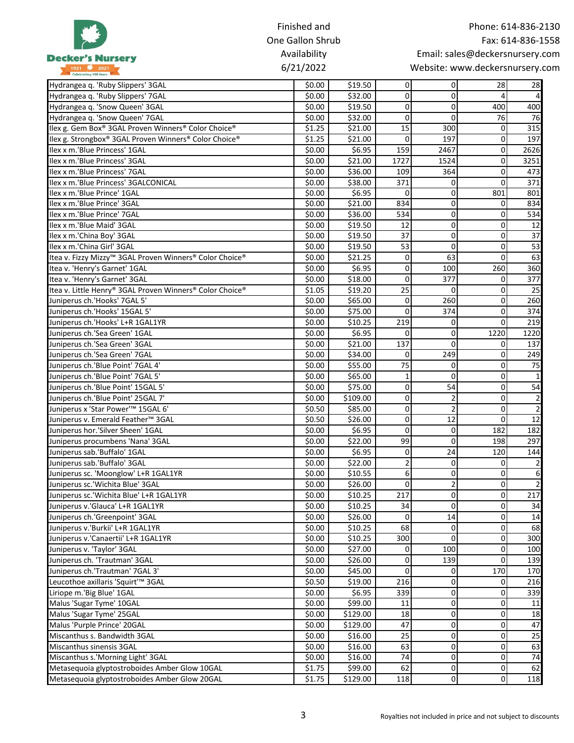Decker's Nursery
1921 – 2021 Celebrating 100 Years

Finished and One Gallon Shrub Availability
6/21/2022

Phone: 614-836-2130
Fax: 614-836-1558
Email: sales@deckersnursery.com
Website: www.deckersnursery.com

| | | | | | | |
|---|---|---|---|---|---|---|
| Hydrangea q. 'Ruby Slippers' 3GAL | $0.00 | $19.50 | 0 | 0 | 28 | 28 |
| Hydrangea q. 'Ruby Slippers' 7GAL | $0.00 | $32.00 | 0 | 0 | 4 | 4 |
| Hydrangea q. 'Snow Queen' 3GAL | $0.00 | $19.50 | 0 | 0 | 400 | 400 |
| Hydrangea q. 'Snow Queen' 7GAL | $0.00 | $32.00 | 0 | 0 | 76 | 76 |
| Ilex g. Gem Box® 3GAL Proven Winners® Color Choice® | $1.25 | $21.00 | 15 | 300 | 0 | 315 |
| Ilex g. Strongbox® 3GAL Proven Winners® Color Choice® | $1.25 | $21.00 | 0 | 197 | 0 | 197 |
| Ilex x m.'Blue Princess' 1GAL | $0.00 | $6.95 | 159 | 2467 | 0 | 2626 |
| Ilex x m.'Blue Princess' 3GAL | $0.00 | $21.00 | 1727 | 1524 | 0 | 3251 |
| Ilex x m.'Blue Princess' 7GAL | $0.00 | $36.00 | 109 | 364 | 0 | 473 |
| Ilex x m.'Blue Princess' 3GALCONICAL | $0.00 | $38.00 | 371 | 0 | 0 | 371 |
| Ilex x m.'Blue Prince' 1GAL | $0.00 | $6.95 | 0 | 0 | 801 | 801 |
| Ilex x m.'Blue Prince' 3GAL | $0.00 | $21.00 | 834 | 0 | 0 | 834 |
| Ilex x m.'Blue Prince' 7GAL | $0.00 | $36.00 | 534 | 0 | 0 | 534 |
| Ilex x m.'Blue Maid' 3GAL | $0.00 | $19.50 | 12 | 0 | 0 | 12 |
| Ilex x m.'China Boy' 3GAL | $0.00 | $19.50 | 37 | 0 | 0 | 37 |
| Ilex x m.'China Girl' 3GAL | $0.00 | $19.50 | 53 | 0 | 0 | 53 |
| Itea v. Fizzy Mizzy™ 3GAL Proven Winners® Color Choice® | $0.00 | $21.25 | 0 | 63 | 0 | 63 |
| Itea v. 'Henry's Garnet' 1GAL | $0.00 | $6.95 | 0 | 100 | 260 | 360 |
| Itea v. 'Henry's Garnet' 3GAL | $0.00 | $18.00 | 0 | 377 | 0 | 377 |
| Itea v. Little Henry® 3GAL Proven Winners® Color Choice® | $1.05 | $19.20 | 25 | 0 | 0 | 25 |
| Juniperus ch.'Hooks' 7GAL 5' | $0.00 | $65.00 | 0 | 260 | 0 | 260 |
| Juniperus ch.'Hooks' 15GAL 5' | $0.00 | $75.00 | 0 | 374 | 0 | 374 |
| Juniperus ch.'Hooks' L+R 1GAL1YR | $0.00 | $10.25 | 219 | 0 | 0 | 219 |
| Juniperus ch.'Sea Green' 1GAL | $0.00 | $6.95 | 0 | 0 | 1220 | 1220 |
| Juniperus ch.'Sea Green' 3GAL | $0.00 | $21.00 | 137 | 0 | 0 | 137 |
| Juniperus ch.'Sea Green' 7GAL | $0.00 | $34.00 | 0 | 249 | 0 | 249 |
| Juniperus ch.'Blue Point' 7GAL 4' | $0.00 | $55.00 | 75 | 0 | 0 | 75 |
| Juniperus ch.'Blue Point' 7GAL 5' | $0.00 | $65.00 | 1 | 0 | 0 | 1 |
| Juniperus ch.'Blue Point' 15GAL 5' | $0.00 | $75.00 | 0 | 54 | 0 | 54 |
| Juniperus ch.'Blue Point' 25GAL 7' | $0.00 | $109.00 | 0 | 2 | 0 | 2 |
| Juniperus x 'Star Power'™ 15GAL 6' | $0.50 | $85.00 | 0 | 2 | 0 | 2 |
| Juniperus v. Emerald Feather™ 3GAL | $0.50 | $26.00 | 0 | 12 | 0 | 12 |
| Juniperus hor.'Silver Sheen' 1GAL | $0.00 | $6.95 | 0 | 0 | 182 | 182 |
| Juniperus procumbens 'Nana' 3GAL | $0.00 | $22.00 | 99 | 0 | 198 | 297 |
| Juniperus sab.'Buffalo' 1GAL | $0.00 | $6.95 | 0 | 24 | 120 | 144 |
| Juniperus sab.'Buffalo' 3GAL | $0.00 | $22.00 | 2 | 0 | 0 | 2 |
| Juniperus sc. 'Moonglow' L+R 1GAL1YR | $0.00 | $10.55 | 6 | 0 | 0 | 6 |
| Juniperus sc.'Wichita Blue' 3GAL | $0.00 | $26.00 | 0 | 2 | 0 | 2 |
| Juniperus sc.'Wichita Blue' L+R 1GAL1YR | $0.00 | $10.25 | 217 | 0 | 0 | 217 |
| Juniperus v.'Glauca' L+R 1GAL1YR | $0.00 | $10.25 | 34 | 0 | 0 | 34 |
| Juniperus ch.'Greenpoint' 3GAL | $0.00 | $26.00 | 0 | 14 | 0 | 14 |
| Juniperus v.'Burkii' L+R 1GAL1YR | $0.00 | $10.25 | 68 | 0 | 0 | 68 |
| Juniperus v.'Canaertii' L+R 1GAL1YR | $0.00 | $10.25 | 300 | 0 | 0 | 300 |
| Juniperus v. 'Taylor' 3GAL | $0.00 | $27.00 | 0 | 100 | 0 | 100 |
| Juniperus ch. 'Trautman' 3GAL | $0.00 | $26.00 | 0 | 139 | 0 | 139 |
| Juniperus ch.'Trautman' 7GAL 3' | $0.00 | $45.00 | 0 | 0 | 170 | 170 |
| Leucothoe axillaris 'Squirt'™ 3GAL | $0.50 | $19.00 | 216 | 0 | 0 | 216 |
| Liriope m.'Big Blue' 1GAL | $0.00 | $6.95 | 339 | 0 | 0 | 339 |
| Malus 'Sugar Tyme' 10GAL | $0.00 | $99.00 | 11 | 0 | 0 | 11 |
| Malus 'Sugar Tyme' 25GAL | $0.00 | $129.00 | 18 | 0 | 0 | 18 |
| Malus 'Purple Prince' 20GAL | $0.00 | $129.00 | 47 | 0 | 0 | 47 |
| Miscanthus s. Bandwidth 3GAL | $0.00 | $16.00 | 25 | 0 | 0 | 25 |
| Miscanthus sinensis 3GAL | $0.00 | $16.00 | 63 | 0 | 0 | 63 |
| Miscanthus s.'Morning Light' 3GAL | $0.00 | $16.00 | 74 | 0 | 0 | 74 |
| Metasequoia glyptostroboides Amber Glow 10GAL | $1.75 | $99.00 | 62 | 0 | 0 | 62 |
| Metasequoia glyptostroboides Amber Glow 20GAL | $1.75 | $129.00 | 118 | 0 | 0 | 118 |

Royalties not included in price and not subject to discounts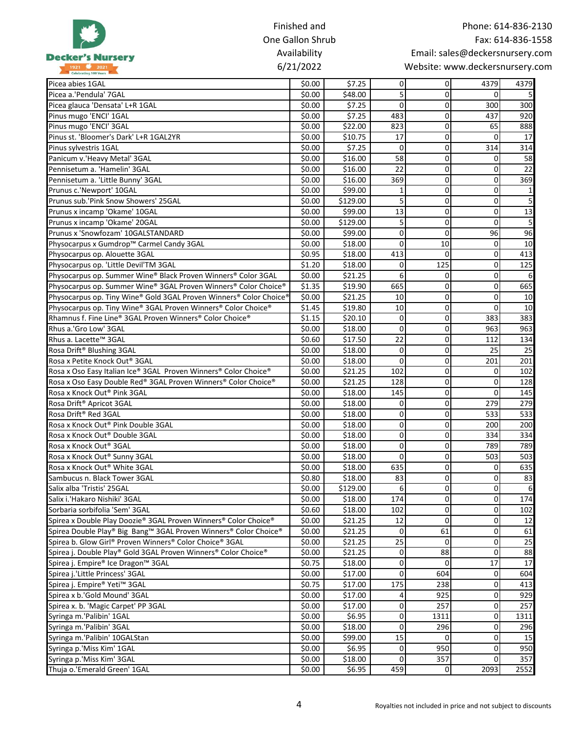Finished and One Gallon Shrub Availability 6/21/2022

Phone: 614-836-2130
Fax: 614-836-1558
Email: sales@deckersnursery.com
Website: www.deckersnursery.com

| | | | | | | |
|---|---|---|---|---|---|---|
| Picea abies 1GAL | $0.00 | $7.25 | 0 | 0 | 4379 | 4379 |
| Picea a.'Pendula' 7GAL | $0.00 | $48.00 | 5 | 0 | 0 | 5 |
| Picea glauca 'Densata' L+R 1GAL | $0.00 | $7.25 | 0 | 0 | 300 | 300 |
| Pinus mugo 'ENCI' 1GAL | $0.00 | $7.25 | 483 | 0 | 437 | 920 |
| Pinus mugo 'ENCI' 3GAL | $0.00 | $22.00 | 823 | 0 | 65 | 888 |
| Pinus st. 'Bloomer's Dark' L+R 1GAL2YR | $0.00 | $10.75 | 17 | 0 | 0 | 17 |
| Pinus sylvestris 1GAL | $0.00 | $7.25 | 0 | 0 | 314 | 314 |
| Panicum v.'Heavy Metal' 3GAL | $0.00 | $16.00 | 58 | 0 | 0 | 58 |
| Pennisetum a. 'Hamelin' 3GAL | $0.00 | $16.00 | 22 | 0 | 0 | 22 |
| Pennisetum a. 'Little Bunny' 3GAL | $0.00 | $16.00 | 369 | 0 | 0 | 369 |
| Prunus c.'Newport' 10GAL | $0.00 | $99.00 | 1 | 0 | 0 | 1 |
| Prunus sub.'Pink Snow Showers' 25GAL | $0.00 | $129.00 | 5 | 0 | 0 | 5 |
| Prunus x incamp 'Okame' 10GAL | $0.00 | $99.00 | 13 | 0 | 0 | 13 |
| Prunus x incamp 'Okame' 20GAL | $0.00 | $129.00 | 5 | 0 | 0 | 5 |
| Prunus x 'Snowfozam' 10GALSTANDARD | $0.00 | $99.00 | 0 | 0 | 96 | 96 |
| Physocarpus x Gumdrop™ Carmel Candy 3GAL | $0.00 | $18.00 | 0 | 10 | 0 | 10 |
| Physocarpus op. Alouette 3GAL | $0.95 | $18.00 | 413 | 0 | 0 | 413 |
| Physocarpus op. 'Little Devil'TM 3GAL | $1.20 | $18.00 | 0 | 125 | 0 | 125 |
| Physocarpus op. Summer Wine® Black Proven Winners® Color 3GAL | $0.00 | $21.25 | 6 | 0 | 0 | 6 |
| Physocarpus op. Summer Wine® 3GAL Proven Winners® Color Choice® | $1.35 | $19.90 | 665 | 0 | 0 | 665 |
| Physocarpus op. Tiny Wine® Gold 3GAL Proven Winners® Color Choice® | $0.00 | $21.25 | 10 | 0 | 0 | 10 |
| Physocarpus op. Tiny Wine® 3GAL Proven Winners® Color Choice® | $1.45 | $19.80 | 10 | 0 | 0 | 10 |
| Rhamnus f. Fine Line® 3GAL Proven Winners® Color Choice® | $1.15 | $20.10 | 0 | 0 | 383 | 383 |
| Rhus a.'Gro Low' 3GAL | $0.00 | $18.00 | 0 | 0 | 963 | 963 |
| Rhus a. Lacette™ 3GAL | $0.60 | $17.50 | 22 | 0 | 112 | 134 |
| Rosa Drift® Blushing 3GAL | $0.00 | $18.00 | 0 | 0 | 25 | 25 |
| Rosa x Petite Knock Out® 3GAL | $0.00 | $18.00 | 0 | 0 | 201 | 201 |
| Rosa x Oso Easy Italian Ice® 3GAL Proven Winners® Color Choice® | $0.00 | $21.25 | 102 | 0 | 0 | 102 |
| Rosa x Oso Easy Double Red® 3GAL Proven Winners® Color Choice® | $0.00 | $21.25 | 128 | 0 | 0 | 128 |
| Rosa x Knock Out® Pink 3GAL | $0.00 | $18.00 | 145 | 0 | 0 | 145 |
| Rosa Drift® Apricot 3GAL | $0.00 | $18.00 | 0 | 0 | 279 | 279 |
| Rosa Drift® Red 3GAL | $0.00 | $18.00 | 0 | 0 | 533 | 533 |
| Rosa x Knock Out® Pink Double 3GAL | $0.00 | $18.00 | 0 | 0 | 200 | 200 |
| Rosa x Knock Out® Double 3GAL | $0.00 | $18.00 | 0 | 0 | 334 | 334 |
| Rosa x Knock Out® 3GAL | $0.00 | $18.00 | 0 | 0 | 789 | 789 |
| Rosa x Knock Out® Sunny 3GAL | $0.00 | $18.00 | 0 | 0 | 503 | 503 |
| Rosa x Knock Out® White 3GAL | $0.00 | $18.00 | 635 | 0 | 0 | 635 |
| Sambucus n. Black Tower 3GAL | $0.80 | $18.00 | 83 | 0 | 0 | 83 |
| Salix alba 'Tristis' 25GAL | $0.00 | $129.00 | 6 | 0 | 0 | 6 |
| Salix i.'Hakaro Nishiki' 3GAL | $0.00 | $18.00 | 174 | 0 | 0 | 174 |
| Sorbaria sorbifolia 'Sem' 3GAL | $0.60 | $18.00 | 102 | 0 | 0 | 102 |
| Spirea x Double Play Doozie® 3GAL Proven Winners® Color Choice® | $0.00 | $21.25 | 12 | 0 | 0 | 12 |
| Spirea Double Play® Big Bang™ 3GAL Proven Winners® Color Choice® | $0.00 | $21.25 | 0 | 61 | 0 | 61 |
| Spirea b. Glow Girl® Proven Winners® Color Choice® 3GAL | $0.00 | $21.25 | 25 | 0 | 0 | 25 |
| Spirea j. Double Play® Gold 3GAL Proven Winners® Color Choice® | $0.00 | $21.25 | 0 | 88 | 0 | 88 |
| Spirea j. Empire® Ice Dragon™ 3GAL | $0.75 | $18.00 | 0 | 0 | 17 | 17 |
| Spirea j.'Little Princess' 3GAL | $0.00 | $17.00 | 0 | 604 | 0 | 604 |
| Spirea j. Empire® Yeti™ 3GAL | $0.75 | $17.00 | 175 | 238 | 0 | 413 |
| Spirea x b.'Gold Mound' 3GAL | $0.00 | $17.00 | 4 | 925 | 0 | 929 |
| Spirea x. b. 'Magic Carpet' PP 3GAL | $0.00 | $17.00 | 0 | 257 | 0 | 257 |
| Syringa m.'Palibin' 1GAL | $0.00 | $6.95 | 0 | 1311 | 0 | 1311 |
| Syringa m.'Palibin' 3GAL | $0.00 | $18.00 | 0 | 296 | 0 | 296 |
| Syringa m.'Palibin' 10GALStan | $0.00 | $99.00 | 15 | 0 | 0 | 15 |
| Syringa p.'Miss Kim' 1GAL | $0.00 | $6.95 | 0 | 950 | 0 | 950 |
| Syringa p.'Miss Kim' 3GAL | $0.00 | $18.00 | 0 | 357 | 0 | 357 |
| Thuja o.'Emerald Green' 1GAL | $0.00 | $6.95 | 459 | 0 | 2093 | 2552 |

Royalties not included in price and not subject to discounts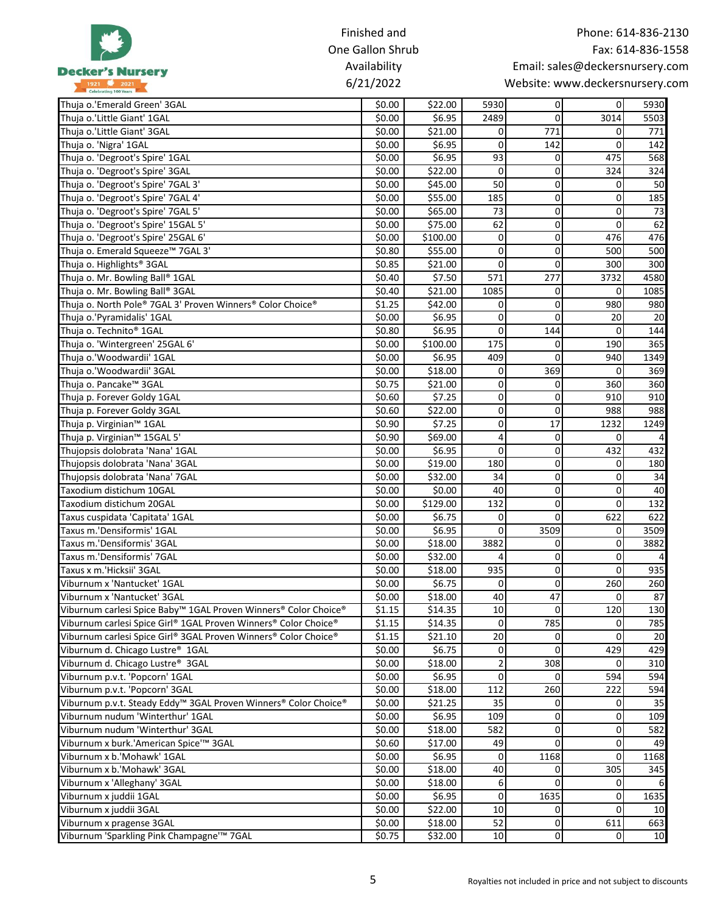Finished and One Gallon Shrub Availability 6/21/2022

Phone: 614-836-2130
Fax: 614-836-1558
Email: sales@deckersnursery.com
Website: www.deckersnursery.com

| | | | | | | |
|---|---|---|---|---|---|---|
| Thuja o.'Emerald Green' 3GAL | $0.00 | $22.00 | 5930 | 0 | 0 | 5930 |
| Thuja o.'Little Giant' 1GAL | $0.00 | $6.95 | 2489 | 0 | 3014 | 5503 |
| Thuja o.'Little Giant' 3GAL | $0.00 | $21.00 | 0 | 771 | 0 | 771 |
| Thuja o. 'Nigra' 1GAL | $0.00 | $6.95 | 0 | 142 | 0 | 142 |
| Thuja o. 'Degroot's Spire' 1GAL | $0.00 | $6.95 | 93 | 0 | 475 | 568 |
| Thuja o. 'Degroot's Spire' 3GAL | $0.00 | $22.00 | 0 | 0 | 324 | 324 |
| Thuja o. 'Degroot's Spire' 7GAL 3' | $0.00 | $45.00 | 50 | 0 | 0 | 50 |
| Thuja o. 'Degroot's Spire' 7GAL 4' | $0.00 | $55.00 | 185 | 0 | 0 | 185 |
| Thuja o. 'Degroot's Spire' 7GAL 5' | $0.00 | $65.00 | 73 | 0 | 0 | 73 |
| Thuja o. 'Degroot's Spire' 15GAL 5' | $0.00 | $75.00 | 62 | 0 | 0 | 62 |
| Thuja o. 'Degroot's Spire' 25GAL 6' | $0.00 | $100.00 | 0 | 0 | 476 | 476 |
| Thuja o. Emerald Squeeze™ 7GAL 3' | $0.80 | $55.00 | 0 | 0 | 500 | 500 |
| Thuja o. Highlights® 3GAL | $0.85 | $21.00 | 0 | 0 | 300 | 300 |
| Thuja o. Mr. Bowling Ball® 1GAL | $0.40 | $7.50 | 571 | 277 | 3732 | 4580 |
| Thuja o. Mr. Bowling Ball® 3GAL | $0.40 | $21.00 | 1085 | 0 | 0 | 1085 |
| Thuja o. North Pole® 7GAL 3' Proven Winners® Color Choice® | $1.25 | $42.00 | 0 | 0 | 980 | 980 |
| Thuja o.'Pyramidalis' 1GAL | $0.00 | $6.95 | 0 | 0 | 20 | 20 |
| Thuja o. Technito® 1GAL | $0.80 | $6.95 | 0 | 144 | 0 | 144 |
| Thuja o. 'Wintergreen' 25GAL 6' | $0.00 | $100.00 | 175 | 0 | 190 | 365 |
| Thuja o.'Woodwardii' 1GAL | $0.00 | $6.95 | 409 | 0 | 940 | 1349 |
| Thuja o.'Woodwardii' 3GAL | $0.00 | $18.00 | 0 | 369 | 0 | 369 |
| Thuja o. Pancake™ 3GAL | $0.75 | $21.00 | 0 | 0 | 360 | 360 |
| Thuja p. Forever Goldy 1GAL | $0.60 | $7.25 | 0 | 0 | 910 | 910 |
| Thuja p. Forever Goldy 3GAL | $0.60 | $22.00 | 0 | 0 | 988 | 988 |
| Thuja p. Virginian™ 1GAL | $0.90 | $7.25 | 0 | 17 | 1232 | 1249 |
| Thuja p. Virginian™ 15GAL 5' | $0.90 | $69.00 | 4 | 0 | 0 | 4 |
| Thujopsis dolobrata 'Nana' 1GAL | $0.00 | $6.95 | 0 | 0 | 432 | 432 |
| Thujopsis dolobrata 'Nana' 3GAL | $0.00 | $19.00 | 180 | 0 | 0 | 180 |
| Thujopsis dolobrata 'Nana' 7GAL | $0.00 | $32.00 | 34 | 0 | 0 | 34 |
| Taxodium distichum 10GAL | $0.00 | $0.00 | 40 | 0 | 0 | 40 |
| Taxodium distichum 20GAL | $0.00 | $129.00 | 132 | 0 | 0 | 132 |
| Taxus cuspidata 'Capitata' 1GAL | $0.00 | $6.75 | 0 | 0 | 622 | 622 |
| Taxus m.'Densiformis' 1GAL | $0.00 | $6.95 | 0 | 3509 | 0 | 3509 |
| Taxus m.'Densiformis' 3GAL | $0.00 | $18.00 | 3882 | 0 | 0 | 3882 |
| Taxus m.'Densiformis' 7GAL | $0.00 | $32.00 | 4 | 0 | 0 | 4 |
| Taxus x m.'Hicksii' 3GAL | $0.00 | $18.00 | 935 | 0 | 0 | 935 |
| Viburnum x 'Nantucket' 1GAL | $0.00 | $6.75 | 0 | 0 | 260 | 260 |
| Viburnum x 'Nantucket' 3GAL | $0.00 | $18.00 | 40 | 47 | 0 | 87 |
| Viburnum carlesi Spice Baby™ 1GAL Proven Winners® Color Choice® | $1.15 | $14.35 | 10 | 0 | 120 | 130 |
| Viburnum carlesi Spice Girl® 1GAL Proven Winners® Color Choice® | $1.15 | $14.35 | 0 | 785 | 0 | 785 |
| Viburnum carlesi Spice Girl® 3GAL Proven Winners® Color Choice® | $1.15 | $21.10 | 20 | 0 | 0 | 20 |
| Viburnum d. Chicago Lustre® 1GAL | $0.00 | $6.75 | 0 | 0 | 429 | 429 |
| Viburnum d. Chicago Lustre® 3GAL | $0.00 | $18.00 | 2 | 308 | 0 | 310 |
| Viburnum p.v.t. 'Popcorn' 1GAL | $0.00 | $6.95 | 0 | 0 | 594 | 594 |
| Viburnum p.v.t. 'Popcorn' 3GAL | $0.00 | $18.00 | 112 | 260 | 222 | 594 |
| Viburnum p.v.t. Steady Eddy™ 3GAL Proven Winners® Color Choice® | $0.00 | $21.25 | 35 | 0 | 0 | 35 |
| Viburnum nudum 'Winterthur' 1GAL | $0.00 | $6.95 | 109 | 0 | 0 | 109 |
| Viburnum nudum 'Winterthur' 3GAL | $0.00 | $18.00 | 582 | 0 | 0 | 582 |
| Viburnum x burk.'American Spice'™ 3GAL | $0.60 | $17.00 | 49 | 0 | 0 | 49 |
| Viburnum x b.'Mohawk' 1GAL | $0.00 | $6.95 | 0 | 1168 | 0 | 1168 |
| Viburnum x b.'Mohawk' 3GAL | $0.00 | $18.00 | 40 | 0 | 305 | 345 |
| Viburnum x 'Alleghany' 3GAL | $0.00 | $18.00 | 6 | 0 | 0 | 6 |
| Viburnum x juddii 1GAL | $0.00 | $6.95 | 0 | 1635 | 0 | 1635 |
| Viburnum x juddii 3GAL | $0.00 | $22.00 | 10 | 0 | 0 | 10 |
| Viburnum x pragense 3GAL | $0.00 | $18.00 | 52 | 0 | 611 | 663 |
| Viburnum 'Sparkling Pink Champagne'™ 7GAL | $0.75 | $32.00 | 10 | 0 | 0 | 10 |

Royalties not included in price and not subject to discounts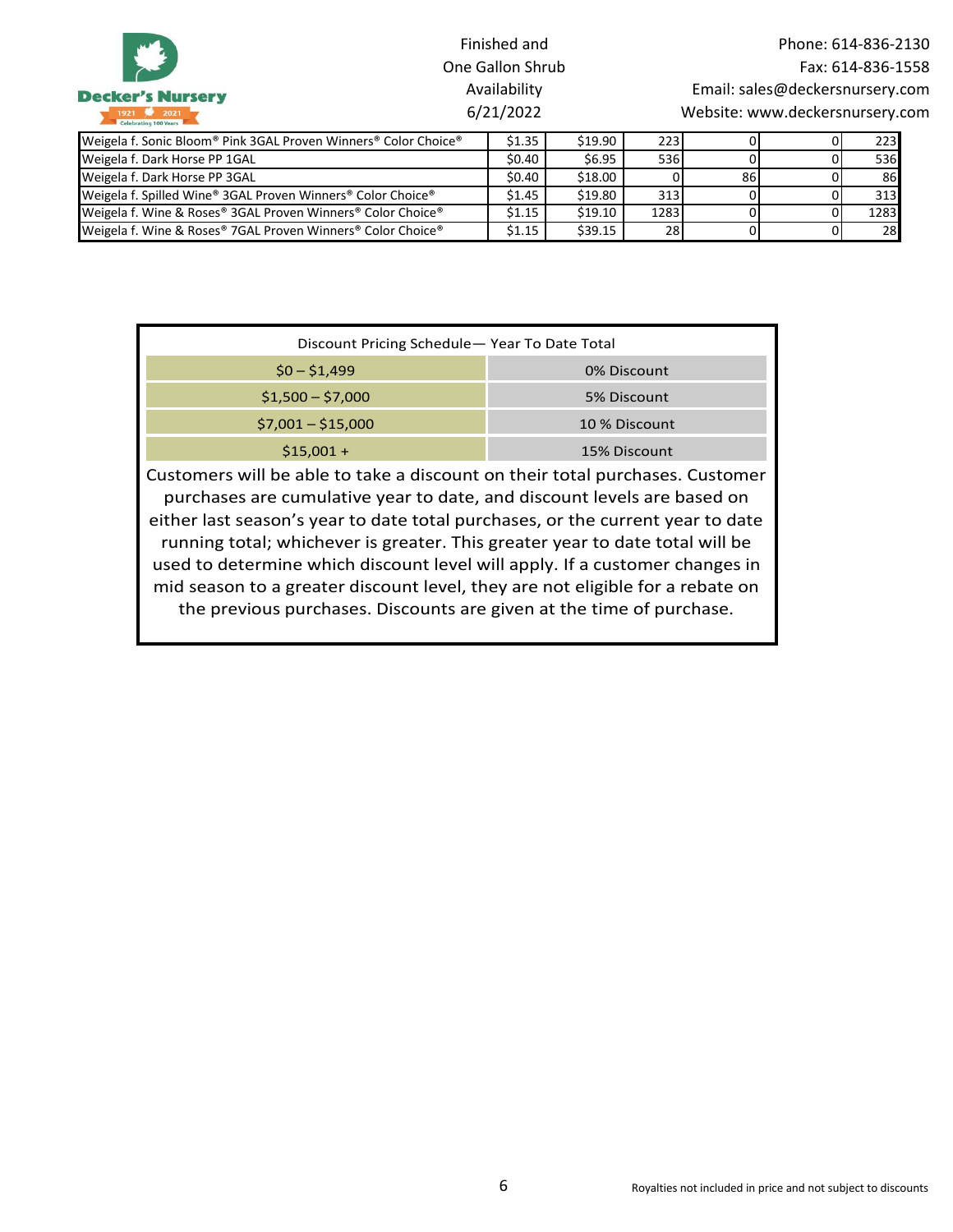| | | | | | | |
|---|---|---|---|---|---|---|
| Weigela f. Sonic Bloom® Pink 3GAL Proven Winners® Color Choice® | $1.35 | $19.90 | 223 | 0 | 0 | 223 |
| Weigela f. Dark Horse PP 1GAL | $0.40 | $6.95 | 536 | 0 | 0 | 536 |
| Weigela f. Dark Horse PP 3GAL | $0.40 | $18.00 | 0 | 86 | 0 | 86 |
| Weigela f. Spilled Wine® 3GAL Proven Winners® Color Choice® | $1.45 | $19.80 | 313 | 0 | 0 | 313 |
| Weigela f. Wine & Roses® 3GAL Proven Winners® Color Choice® | $1.15 | $19.10 | 1283 | 0 | 0 | 1283 |
| Weigela f. Wine & Roses® 7GAL Proven Winners® Color Choice® | $1.15 | $39.15 | 28 | 0 | 0 | 28 |

| Discount Pricing Schedule— Year To Date Total | |
|---|---|
| $0 – $1,499 | 0% Discount |
| $1,500 – $7,000 | 5% Discount |
| $7,001 – $15,000 | 10 % Discount |
| $15,001 + | 15% Discount |

Customers will be able to take a discount on their total purchases. Customer purchases are cumulative year to date, and discount levels are based on either last season's year to date total purchases, or the current year to date running total; whichever is greater. This greater year to date total will be used to determine which discount level will apply. If a customer changes in mid season to a greater discount level, they are not eligible for a rebate on the previous purchases. Discounts are given at the time of purchase.

Royalties not included in price and not subject to discounts